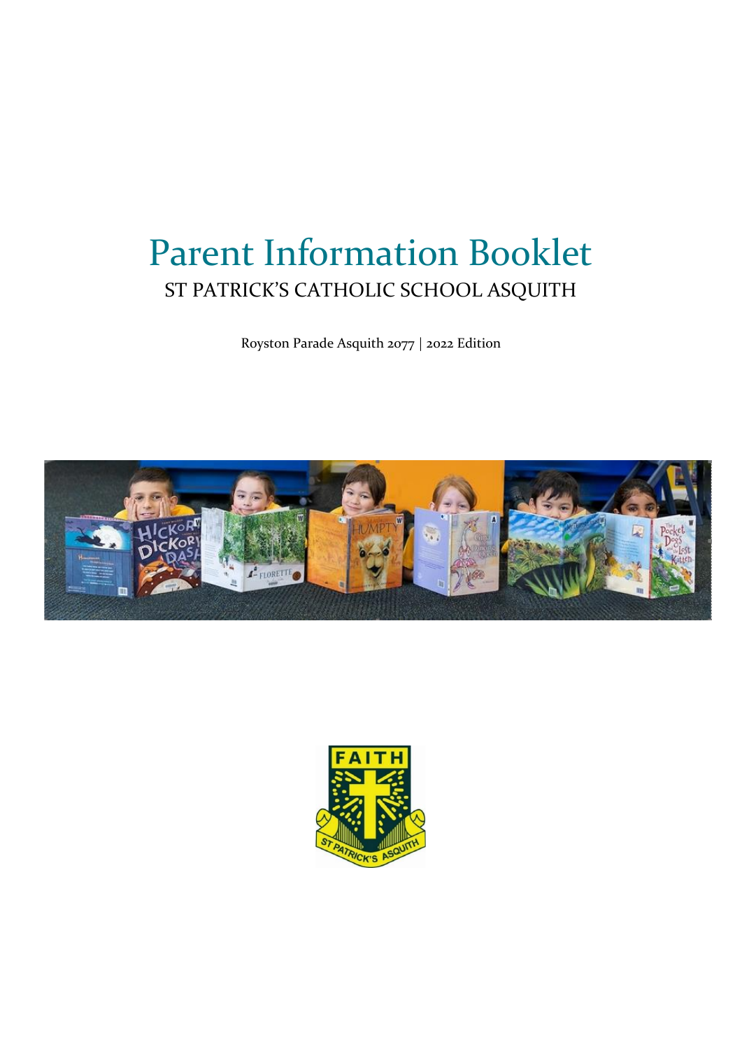# Parent Information Booklet

## ST PATRICK'S CATHOLIC SCHOOL ASQUITH

Royston Parade Asquith 2077 | 2022 Edition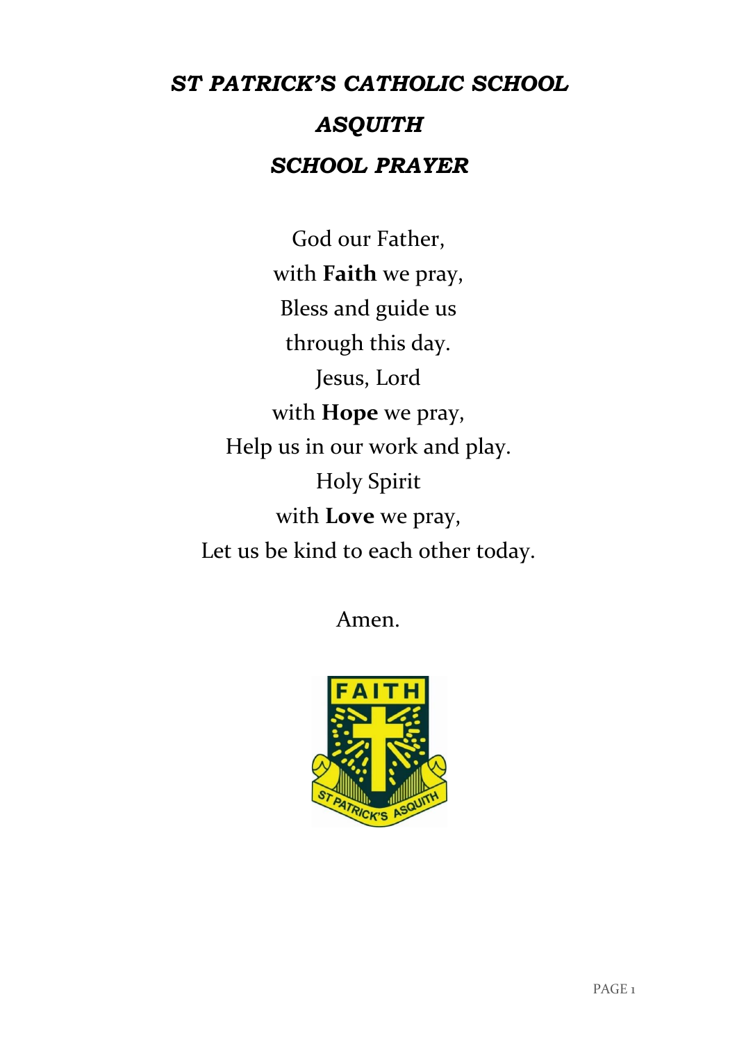# *ST PATRICK'S CATHOLIC SCHOOL*

# *ASQUITH*

## *SCHOOL PRAYER*

God our Father,  
with **Faith** we pray,  
Bless and guide us  
through this day.  
Jesus, Lord  
with **Hope** we pray,  
Help us in our work and play.  
Holy Spirit  
with **Love** we pray,  
Let us be kind to each other today.

Amen.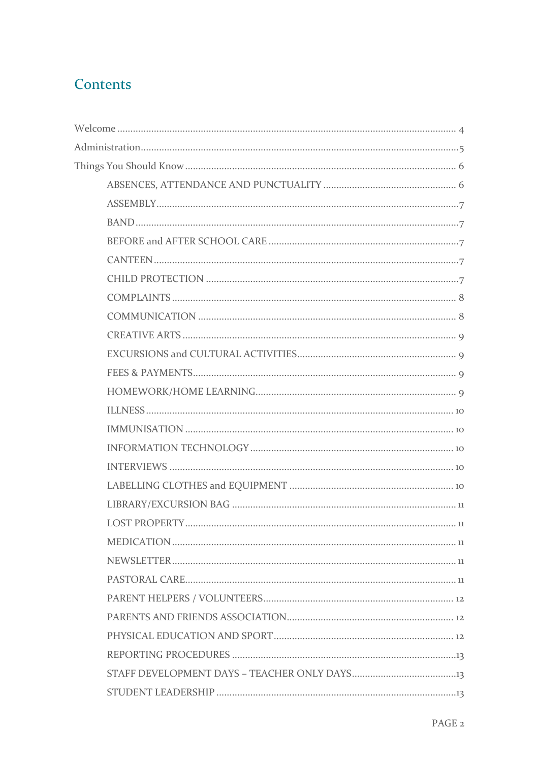## Contents

- Welcome ........ 4
- Administration ........ 5
- Things You Should Know ........ 6
  - ABSENCES, ATTENDANCE AND PUNCTUALITY ........ 6
  - ASSEMBLY ........ 7
  - BAND ........ 7
  - BEFORE and AFTER SCHOOL CARE ........ 7
  - CANTEEN ........ 7
  - CHILD PROTECTION ........ 7
  - COMPLAINTS ........ 8
  - COMMUNICATION ........ 8
  - CREATIVE ARTS ........ 9
  - EXCURSIONS and CULTURAL ACTIVITIES ........ 9
  - FEES & PAYMENTS ........ 9
  - HOMEWORK/HOME LEARNING ........ 9
  - ILLNESS ........ 10
  - IMMUNISATION ........ 10
  - INFORMATION TECHNOLOGY ........ 10
  - INTERVIEWS ........ 10
  - LABELLING CLOTHES and EQUIPMENT ........ 10
  - LIBRARY/EXCURSION BAG ........ 11
  - LOST PROPERTY ........ 11
  - MEDICATION ........ 11
  - NEWSLETTER ........ 11
  - PASTORAL CARE ........ 11
  - PARENT HELPERS / VOLUNTEERS ........ 12
  - PARENTS AND FRIENDS ASSOCIATION ........ 12
  - PHYSICAL EDUCATION AND SPORT ........ 12
  - REPORTING PROCEDURES ........ 13
  - STAFF DEVELOPMENT DAYS – TEACHER ONLY DAYS ........ 13
  - STUDENT LEADERSHIP ........ 13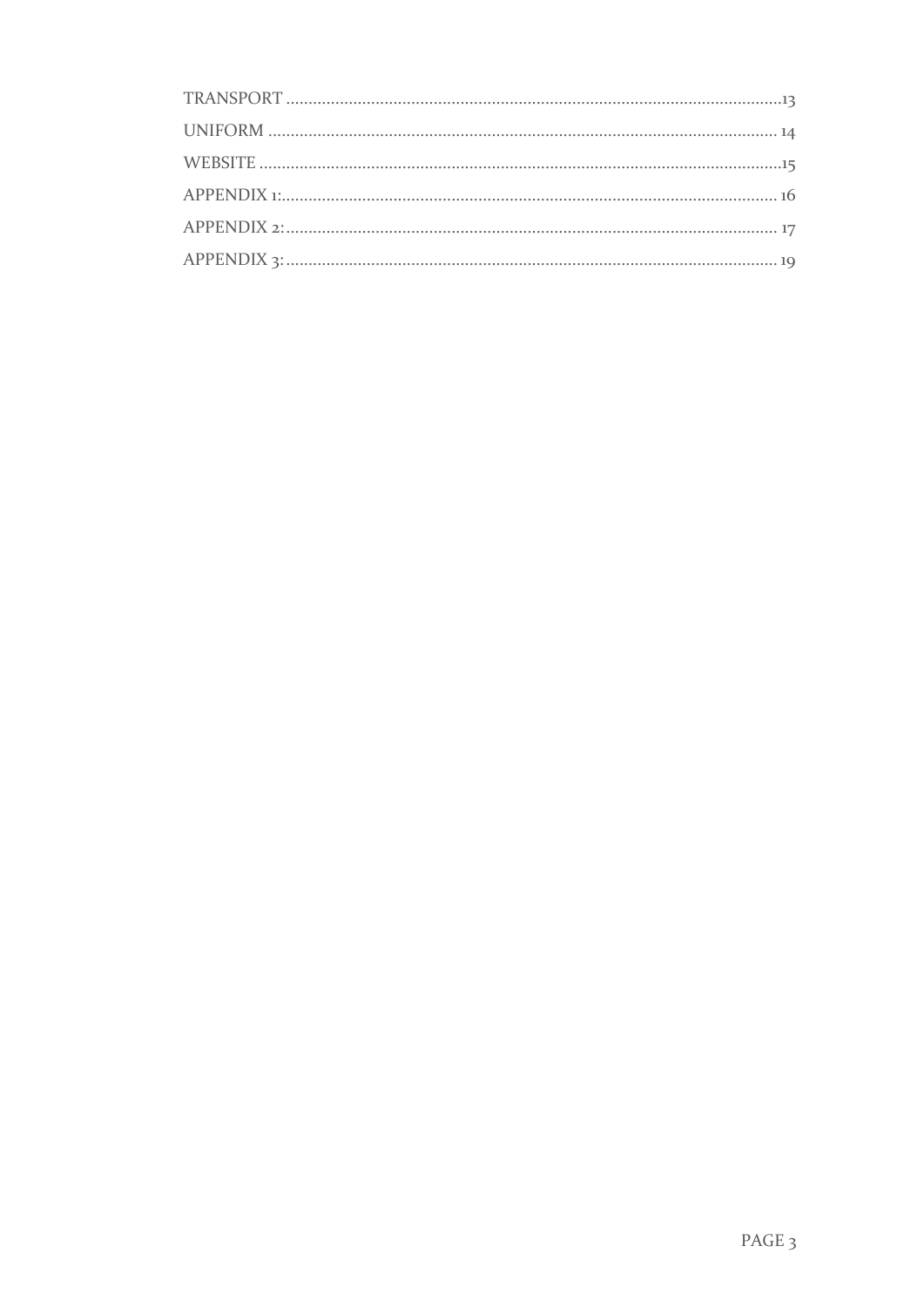TRANSPORT ........................................................................................................13
UNIFORM ........................................................................................................14
WEBSITE ........................................................................................................15
APPENDIX 1: ........................................................................................................16
APPENDIX 2: ........................................................................................................17
APPENDIX 3: ........................................................................................................19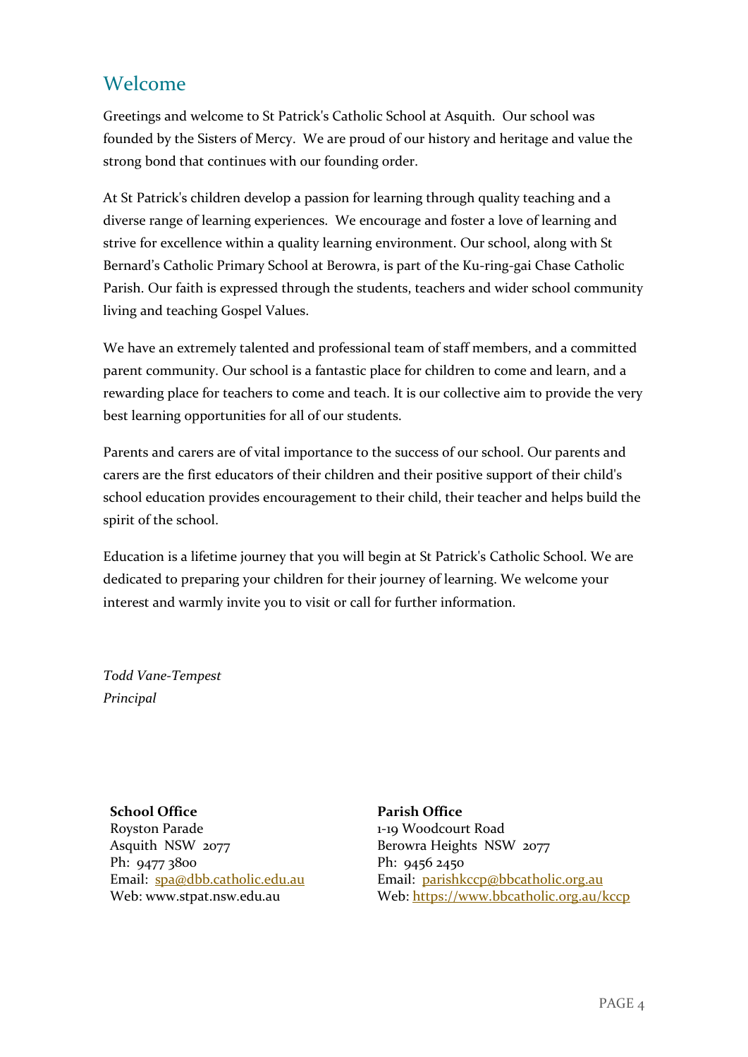## Welcome

Greetings and welcome to St Patrick's Catholic School at Asquith. Our school was founded by the Sisters of Mercy. We are proud of our history and heritage and value the strong bond that continues with our founding order.

At St Patrick's children develop a passion for learning through quality teaching and a diverse range of learning experiences. We encourage and foster a love of learning and strive for excellence within a quality learning environment. Our school, along with St Bernard's Catholic Primary School at Berowra, is part of the Ku-ring-gai Chase Catholic Parish. Our faith is expressed through the students, teachers and wider school community living and teaching Gospel Values.

We have an extremely talented and professional team of staff members, and a committed parent community. Our school is a fantastic place for children to come and learn, and a rewarding place for teachers to come and teach. It is our collective aim to provide the very best learning opportunities for all of our students.

Parents and carers are of vital importance to the success of our school. Our parents and carers are the first educators of their children and their positive support of their child's school education provides encouragement to their child, their teacher and helps build the spirit of the school.

Education is a lifetime journey that you will begin at St Patrick's Catholic School. We are dedicated to preparing your children for their journey of learning. We welcome your interest and warmly invite you to visit or call for further information.

*Todd Vane-Tempest*
*Principal*

**School Office**
Royston Parade
Asquith NSW 2077
Ph: 9477 3800
Email: spa@dbb.catholic.edu.au
Web: www.stpat.nsw.edu.au

**Parish Office**
1-19 Woodcourt Road
Berowra Heights NSW 2077
Ph: 9456 2450
Email: parishkccp@bbcatholic.org.au
Web: https://www.bbcatholic.org.au/kccp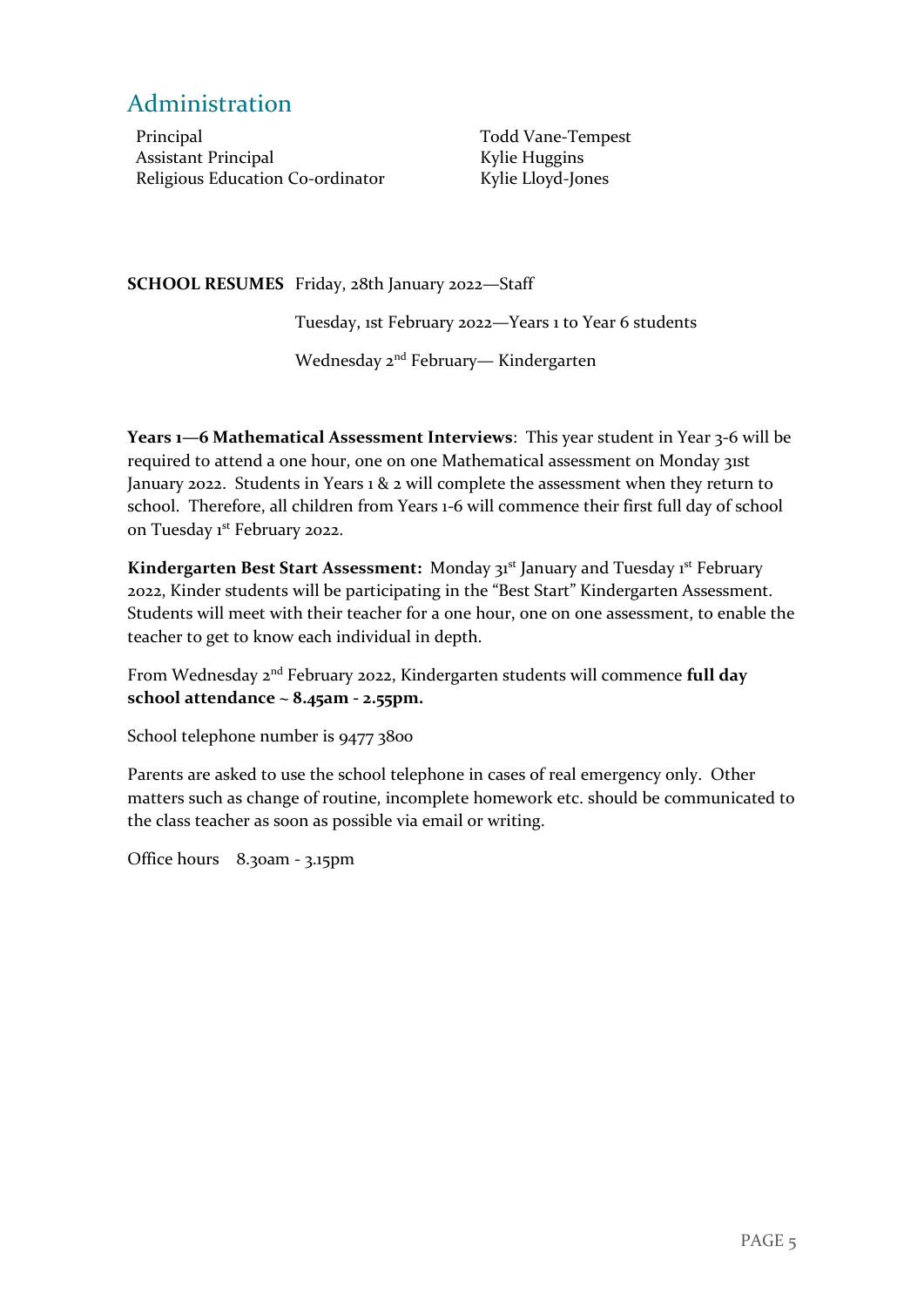## Administration

| | |
|---|---|
| Principal | Todd Vane-Tempest |
| Assistant Principal | Kylie Huggins |
| Religious Education Co-ordinator | Kylie Lloyd-Jones |

**SCHOOL RESUMES** Friday, 28th January 2022—Staff

Tuesday, 1st February 2022—Years 1 to Year 6 students

Wednesday 2nd February— Kindergarten

**Years 1—6 Mathematical Assessment Interviews**: This year student in Year 3-6 will be required to attend a one hour, one on one Mathematical assessment on Monday 31st January 2022. Students in Years 1 & 2 will complete the assessment when they return to school. Therefore, all children from Years 1-6 will commence their first full day of school on Tuesday 1st February 2022.

**Kindergarten Best Start Assessment:** Monday 31st January and Tuesday 1st February 2022, Kinder students will be participating in the "Best Start" Kindergarten Assessment. Students will meet with their teacher for a one hour, one on one assessment, to enable the teacher to get to know each individual in depth.

From Wednesday 2nd February 2022, Kindergarten students will commence **full day school attendance ~ 8.45am - 2.55pm.**

School telephone number is 9477 3800

Parents are asked to use the school telephone in cases of real emergency only. Other matters such as change of routine, incomplete homework etc. should be communicated to the class teacher as soon as possible via email or writing.

Office hours 8.30am - 3.15pm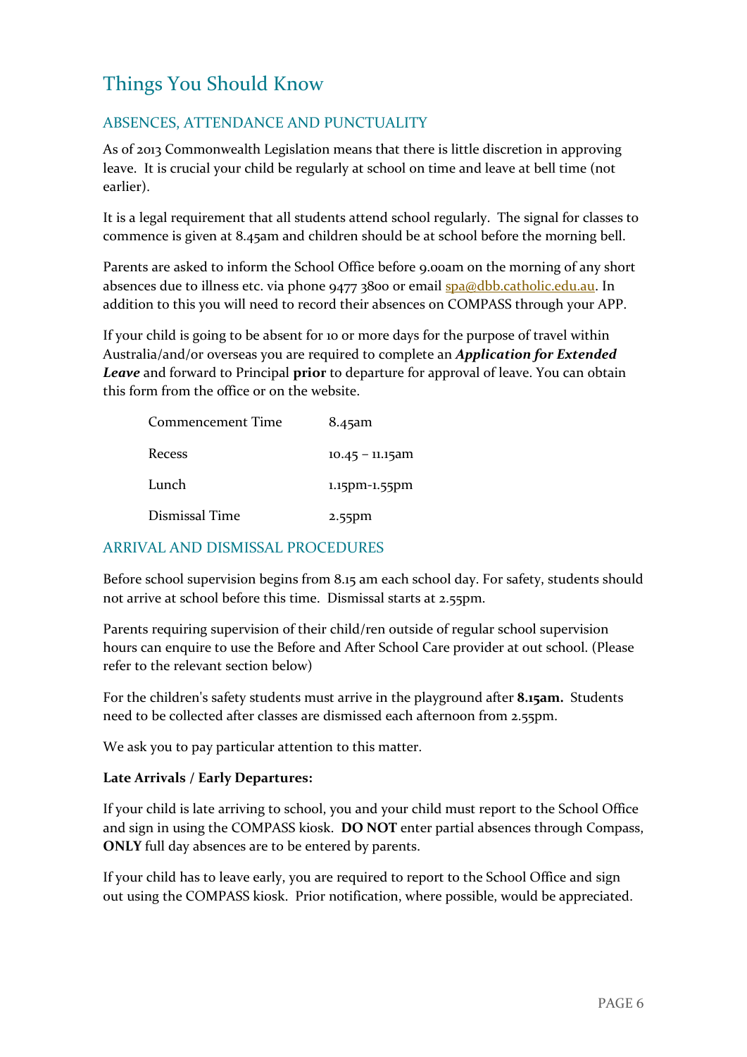# Things You Should Know

## ABSENCES, ATTENDANCE AND PUNCTUALITY

As of 2013 Commonwealth Legislation means that there is little discretion in approving leave. It is crucial your child be regularly at school on time and leave at bell time (not earlier).

It is a legal requirement that all students attend school regularly. The signal for classes to commence is given at 8.45am and children should be at school before the morning bell.

Parents are asked to inform the School Office before 9.00am on the morning of any short absences due to illness etc. via phone 9477 3800 or email spa@dbb.catholic.edu.au. In addition to this you will need to record their absences on COMPASS through your APP.

If your child is going to be absent for 10 or more days for the purpose of travel within Australia/and/or overseas you are required to complete an ***Application for Extended Leave*** and forward to Principal **prior** to departure for approval of leave. You can obtain this form from the office or on the website.

| | |
|---|---|
| Commencement Time | 8.45am |
| Recess | 10.45 – 11.15am |
| Lunch | 1.15pm-1.55pm |
| Dismissal Time | 2.55pm |

## ARRIVAL AND DISMISSAL PROCEDURES

Before school supervision begins from 8.15 am each school day. For safety, students should not arrive at school before this time. Dismissal starts at 2.55pm.

Parents requiring supervision of their child/ren outside of regular school supervision hours can enquire to use the Before and After School Care provider at out school. (Please refer to the relevant section below)

For the children's safety students must arrive in the playground after **8.15am.** Students need to be collected after classes are dismissed each afternoon from 2.55pm.

We ask you to pay particular attention to this matter.

**Late Arrivals / Early Departures:**

If your child is late arriving to school, you and your child must report to the School Office and sign in using the COMPASS kiosk. **DO NOT** enter partial absences through Compass, **ONLY** full day absences are to be entered by parents.

If your child has to leave early, you are required to report to the School Office and sign out using the COMPASS kiosk. Prior notification, where possible, would be appreciated.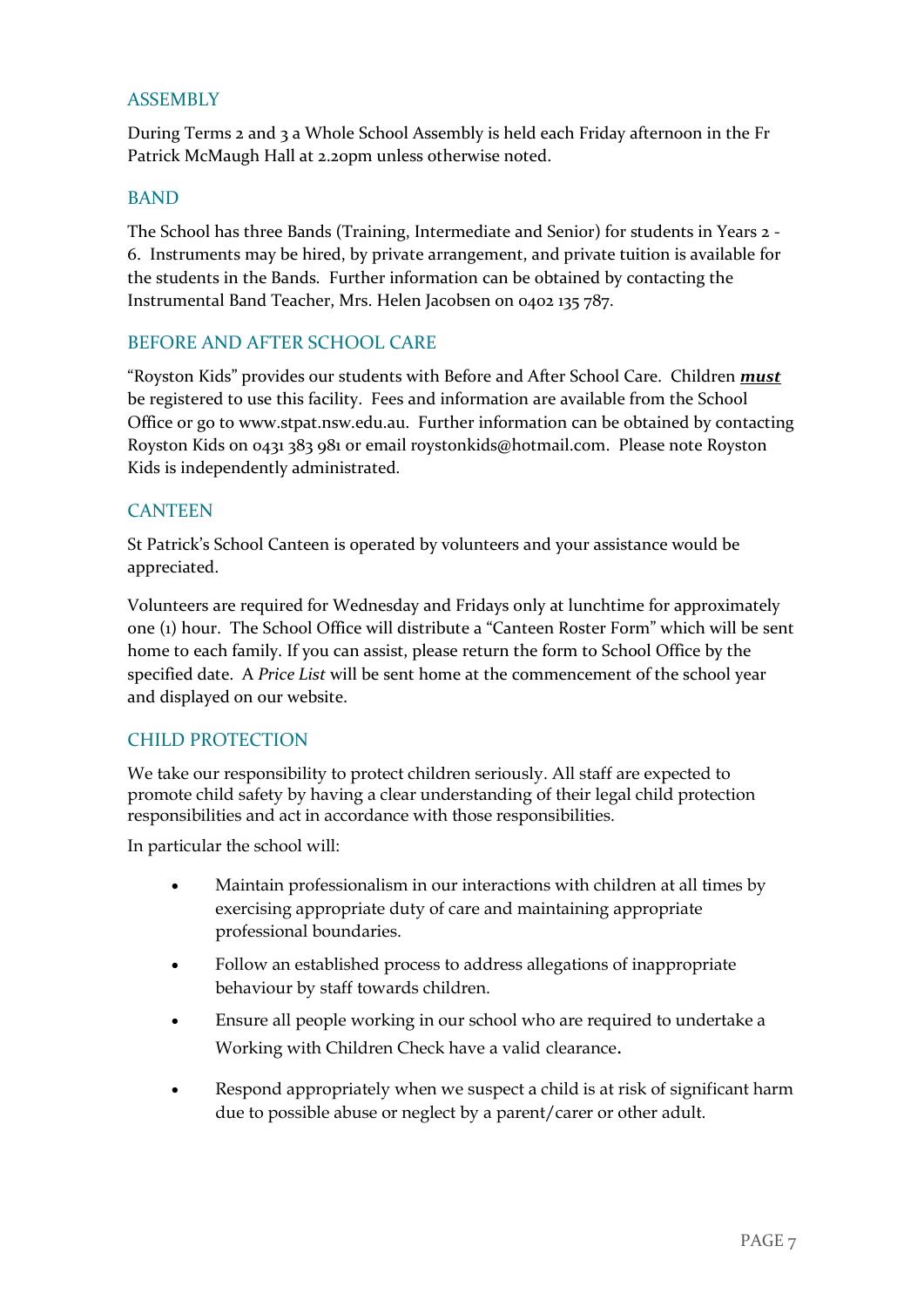## ASSEMBLY

During Terms 2 and 3 a Whole School Assembly is held each Friday afternoon in the Fr Patrick McMaugh Hall at 2.20pm unless otherwise noted.

## BAND

The School has three Bands (Training, Intermediate and Senior) for students in Years 2 - 6. Instruments may be hired, by private arrangement, and private tuition is available for the students in the Bands. Further information can be obtained by contacting the Instrumental Band Teacher, Mrs. Helen Jacobsen on 0402 135 787.

## BEFORE AND AFTER SCHOOL CARE

"Royston Kids" provides our students with Before and After School Care. Children ***must*** be registered to use this facility. Fees and information are available from the School Office or go to www.stpat.nsw.edu.au. Further information can be obtained by contacting Royston Kids on 0431 383 981 or email roystonkids@hotmail.com. Please note Royston Kids is independently administrated.

## CANTEEN

St Patrick's School Canteen is operated by volunteers and your assistance would be appreciated.

Volunteers are required for Wednesday and Fridays only at lunchtime for approximately one (1) hour. The School Office will distribute a "Canteen Roster Form" which will be sent home to each family. If you can assist, please return the form to School Office by the specified date. A *Price List* will be sent home at the commencement of the school year and displayed on our website.

## CHILD PROTECTION

We take our responsibility to protect children seriously. All staff are expected to promote child safety by having a clear understanding of their legal child protection responsibilities and act in accordance with those responsibilities.

In particular the school will:

- Maintain professionalism in our interactions with children at all times by exercising appropriate duty of care and maintaining appropriate professional boundaries.
- Follow an established process to address allegations of inappropriate behaviour by staff towards children.
- Ensure all people working in our school who are required to undertake a Working with Children Check have a valid clearance.
- Respond appropriately when we suspect a child is at risk of significant harm due to possible abuse or neglect by a parent/carer or other adult.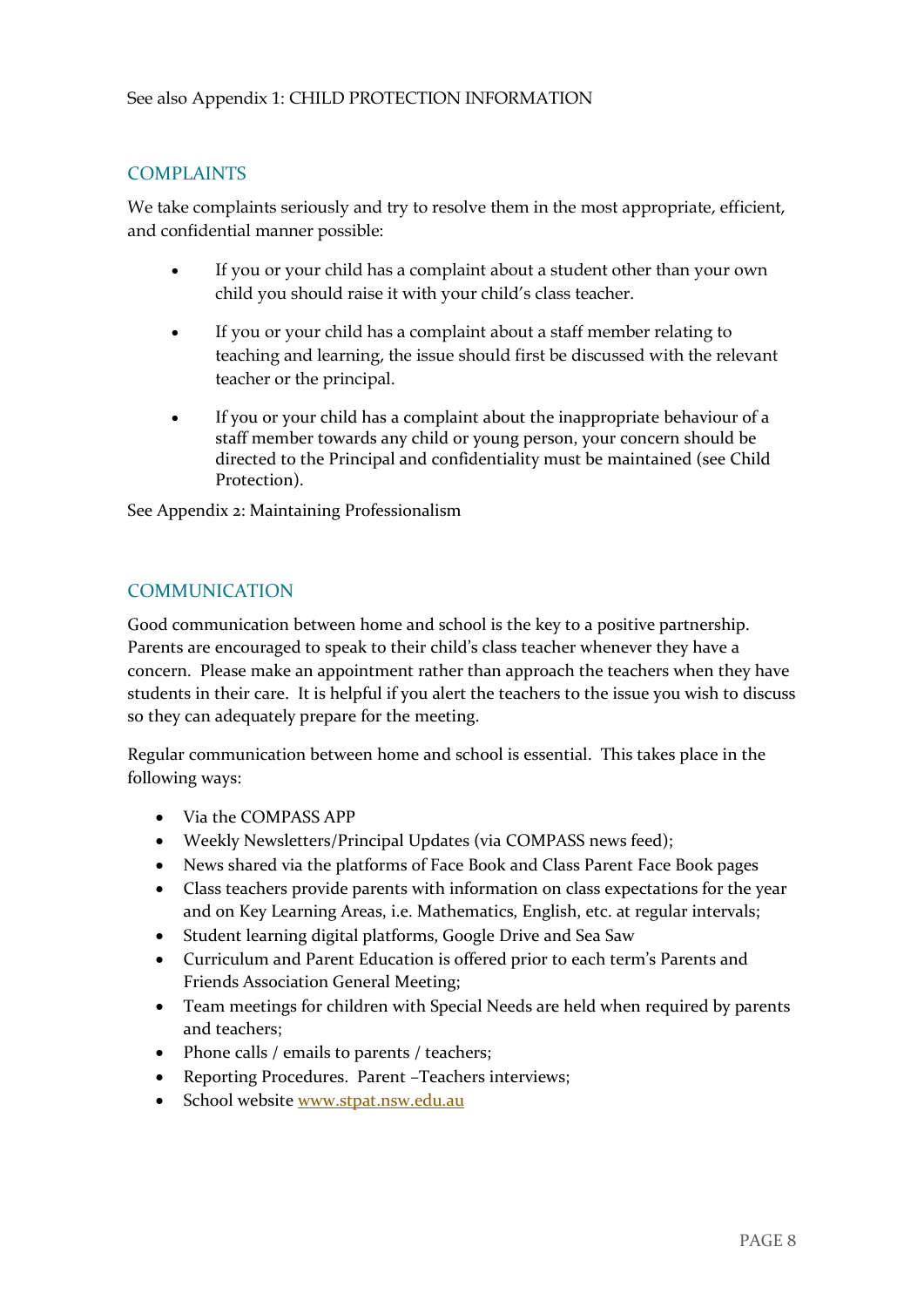See also Appendix 1: CHILD PROTECTION INFORMATION

## COMPLAINTS

We take complaints seriously and try to resolve them in the most appropriate, efficient, and confidential manner possible:

- If you or your child has a complaint about a student other than your own child you should raise it with your child's class teacher.
- If you or your child has a complaint about a staff member relating to teaching and learning, the issue should first be discussed with the relevant teacher or the principal.
- If you or your child has a complaint about the inappropriate behaviour of a staff member towards any child or young person, your concern should be directed to the Principal and confidentiality must be maintained (see Child Protection).

See Appendix 2: Maintaining Professionalism

## COMMUNICATION

Good communication between home and school is the key to a positive partnership. Parents are encouraged to speak to their child's class teacher whenever they have a concern. Please make an appointment rather than approach the teachers when they have students in their care. It is helpful if you alert the teachers to the issue you wish to discuss so they can adequately prepare for the meeting.

Regular communication between home and school is essential. This takes place in the following ways:

- Via the COMPASS APP
- Weekly Newsletters/Principal Updates (via COMPASS news feed);
- News shared via the platforms of Face Book and Class Parent Face Book pages
- Class teachers provide parents with information on class expectations for the year and on Key Learning Areas, i.e. Mathematics, English, etc. at regular intervals;
- Student learning digital platforms, Google Drive and Sea Saw
- Curriculum and Parent Education is offered prior to each term's Parents and Friends Association General Meeting;
- Team meetings for children with Special Needs are held when required by parents and teachers;
- Phone calls / emails to parents / teachers;
- Reporting Procedures. Parent –Teachers interviews;
- School website [www.stpat.nsw.edu.au](www.stpat.nsw.edu.au)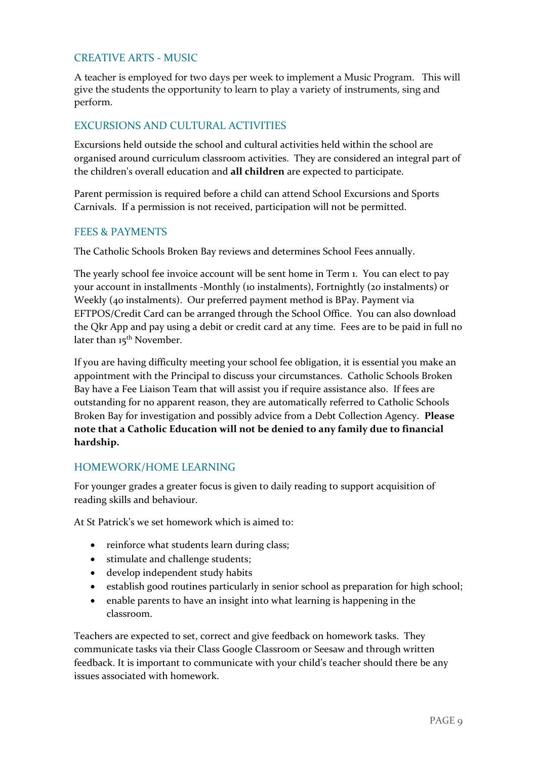## CREATIVE ARTS - MUSIC

A teacher is employed for two days per week to implement a Music Program. This will give the students the opportunity to learn to play a variety of instruments, sing and perform.

## EXCURSIONS AND CULTURAL ACTIVITIES

Excursions held outside the school and cultural activities held within the school are organised around curriculum classroom activities. They are considered an integral part of the children's overall education and **all children** are expected to participate.

Parent permission is required before a child can attend School Excursions and Sports Carnivals. If a permission is not received, participation will not be permitted.

## FEES & PAYMENTS

The Catholic Schools Broken Bay reviews and determines School Fees annually.

The yearly school fee invoice account will be sent home in Term 1. You can elect to pay your account in installments -Monthly (10 instalments), Fortnightly (20 instalments) or Weekly (40 instalments). Our preferred payment method is BPay. Payment via EFTPOS/Credit Card can be arranged through the School Office. You can also download the Qkr App and pay using a debit or credit card at any time. Fees are to be paid in full no later than 15th November.

If you are having difficulty meeting your school fee obligation, it is essential you make an appointment with the Principal to discuss your circumstances. Catholic Schools Broken Bay have a Fee Liaison Team that will assist you if require assistance also. If fees are outstanding for no apparent reason, they are automatically referred to Catholic Schools Broken Bay for investigation and possibly advice from a Debt Collection Agency. **Please note that a Catholic Education will not be denied to any family due to financial hardship.**

## HOMEWORK/HOME LEARNING

For younger grades a greater focus is given to daily reading to support acquisition of reading skills and behaviour.

At St Patrick's we set homework which is aimed to:

- reinforce what students learn during class;
- stimulate and challenge students;
- develop independent study habits
- establish good routines particularly in senior school as preparation for high school;
- enable parents to have an insight into what learning is happening in the classroom.

Teachers are expected to set, correct and give feedback on homework tasks. They communicate tasks via their Class Google Classroom or Seesaw and through written feedback. It is important to communicate with your child's teacher should there be any issues associated with homework.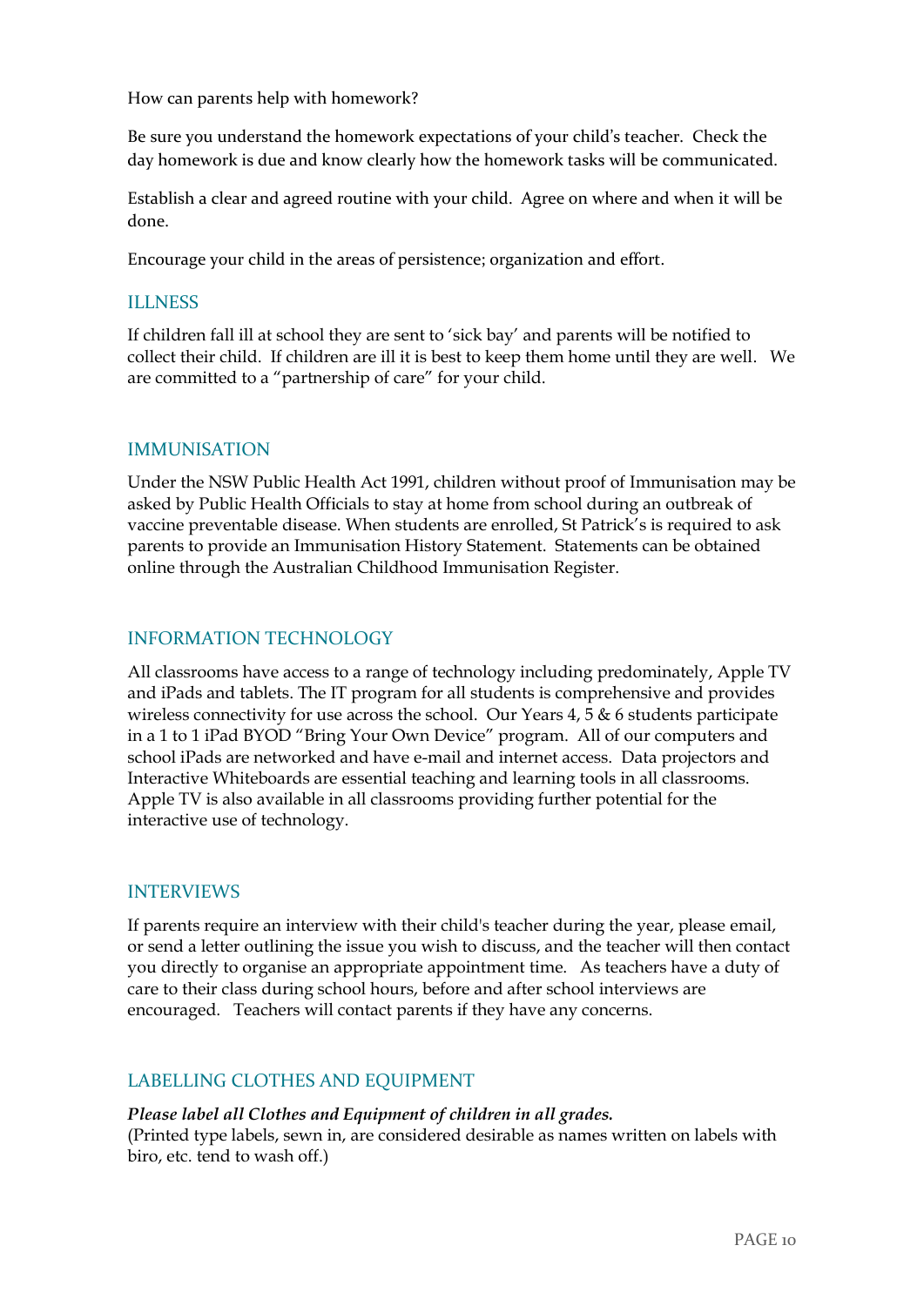How can parents help with homework?

Be sure you understand the homework expectations of your child's teacher. Check the day homework is due and know clearly how the homework tasks will be communicated.

Establish a clear and agreed routine with your child. Agree on where and when it will be done.

Encourage your child in the areas of persistence; organization and effort.

## ILLNESS

If children fall ill at school they are sent to 'sick bay' and parents will be notified to collect their child. If children are ill it is best to keep them home until they are well. We are committed to a "partnership of care" for your child.

## IMMUNISATION

Under the NSW Public Health Act 1991, children without proof of Immunisation may be asked by Public Health Officials to stay at home from school during an outbreak of vaccine preventable disease. When students are enrolled, St Patrick's is required to ask parents to provide an Immunisation History Statement. Statements can be obtained online through the Australian Childhood Immunisation Register.

## INFORMATION TECHNOLOGY

All classrooms have access to a range of technology including predominately, Apple TV and iPads and tablets. The IT program for all students is comprehensive and provides wireless connectivity for use across the school. Our Years 4, 5 & 6 students participate in a 1 to 1 iPad BYOD "Bring Your Own Device" program. All of our computers and school iPads are networked and have e-mail and internet access. Data projectors and Interactive Whiteboards are essential teaching and learning tools in all classrooms. Apple TV is also available in all classrooms providing further potential for the interactive use of technology.

## INTERVIEWS

If parents require an interview with their child's teacher during the year, please email, or send a letter outlining the issue you wish to discuss, and the teacher will then contact you directly to organise an appropriate appointment time. As teachers have a duty of care to their class during school hours, before and after school interviews are encouraged. Teachers will contact parents if they have any concerns.

## LABELLING CLOTHES AND EQUIPMENT

***Please label all Clothes and Equipment of children in all grades.***
(Printed type labels, sewn in, are considered desirable as names written on labels with biro, etc. tend to wash off.)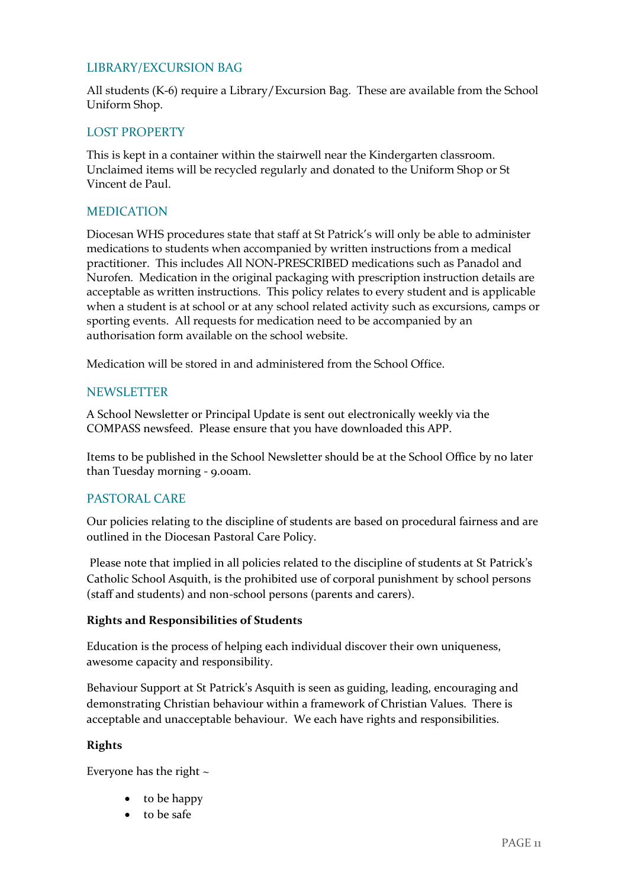## LIBRARY/EXCURSION BAG

All students (K-6) require a Library/Excursion Bag. These are available from the School Uniform Shop.

## LOST PROPERTY

This is kept in a container within the stairwell near the Kindergarten classroom. Unclaimed items will be recycled regularly and donated to the Uniform Shop or St Vincent de Paul.

## MEDICATION

Diocesan WHS procedures state that staff at St Patrick's will only be able to administer medications to students when accompanied by written instructions from a medical practitioner. This includes All NON-PRESCRIBED medications such as Panadol and Nurofen. Medication in the original packaging with prescription instruction details are acceptable as written instructions. This policy relates to every student and is applicable when a student is at school or at any school related activity such as excursions, camps or sporting events. All requests for medication need to be accompanied by an authorisation form available on the school website.

Medication will be stored in and administered from the School Office.

## NEWSLETTER

A School Newsletter or Principal Update is sent out electronically weekly via the COMPASS newsfeed. Please ensure that you have downloaded this APP.

Items to be published in the School Newsletter should be at the School Office by no later than Tuesday morning - 9.00am.

## PASTORAL CARE

Our policies relating to the discipline of students are based on procedural fairness and are outlined in the Diocesan Pastoral Care Policy.

Please note that implied in all policies related to the discipline of students at St Patrick's Catholic School Asquith, is the prohibited use of corporal punishment by school persons (staff and students) and non-school persons (parents and carers).

**Rights and Responsibilities of Students**

Education is the process of helping each individual discover their own uniqueness, awesome capacity and responsibility.

Behaviour Support at St Patrick's Asquith is seen as guiding, leading, encouraging and demonstrating Christian behaviour within a framework of Christian Values. There is acceptable and unacceptable behaviour. We each have rights and responsibilities.

**Rights**

Everyone has the right ~

- to be happy
- to be safe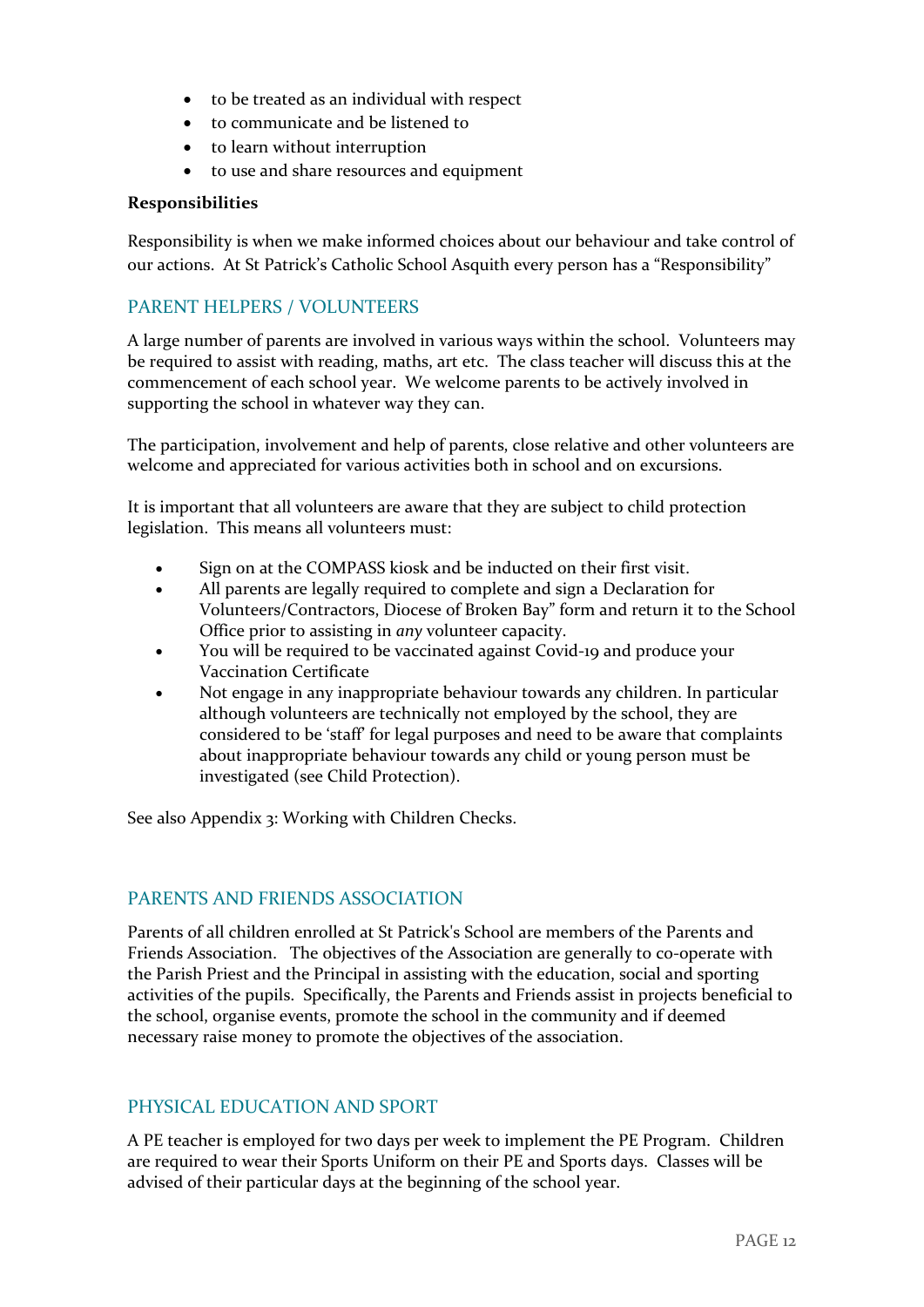- to be treated as an individual with respect
- to communicate and be listened to
- to learn without interruption
- to use and share resources and equipment

**Responsibilities**

Responsibility is when we make informed choices about our behaviour and take control of our actions. At St Patrick's Catholic School Asquith every person has a "Responsibility"

## PARENT HELPERS / VOLUNTEERS

A large number of parents are involved in various ways within the school. Volunteers may be required to assist with reading, maths, art etc. The class teacher will discuss this at the commencement of each school year. We welcome parents to be actively involved in supporting the school in whatever way they can.

The participation, involvement and help of parents, close relative and other volunteers are welcome and appreciated for various activities both in school and on excursions.

It is important that all volunteers are aware that they are subject to child protection legislation. This means all volunteers must:

- Sign on at the COMPASS kiosk and be inducted on their first visit.
- All parents are legally required to complete and sign a Declaration for Volunteers/Contractors, Diocese of Broken Bay" form and return it to the School Office prior to assisting in *any* volunteer capacity.
- You will be required to be vaccinated against Covid-19 and produce your Vaccination Certificate
- Not engage in any inappropriate behaviour towards any children. In particular although volunteers are technically not employed by the school, they are considered to be 'staff' for legal purposes and need to be aware that complaints about inappropriate behaviour towards any child or young person must be investigated (see Child Protection).

See also Appendix 3: Working with Children Checks.

## PARENTS AND FRIENDS ASSOCIATION

Parents of all children enrolled at St Patrick's School are members of the Parents and Friends Association. The objectives of the Association are generally to co-operate with the Parish Priest and the Principal in assisting with the education, social and sporting activities of the pupils. Specifically, the Parents and Friends assist in projects beneficial to the school, organise events, promote the school in the community and if deemed necessary raise money to promote the objectives of the association.

## PHYSICAL EDUCATION AND SPORT

A PE teacher is employed for two days per week to implement the PE Program. Children are required to wear their Sports Uniform on their PE and Sports days. Classes will be advised of their particular days at the beginning of the school year.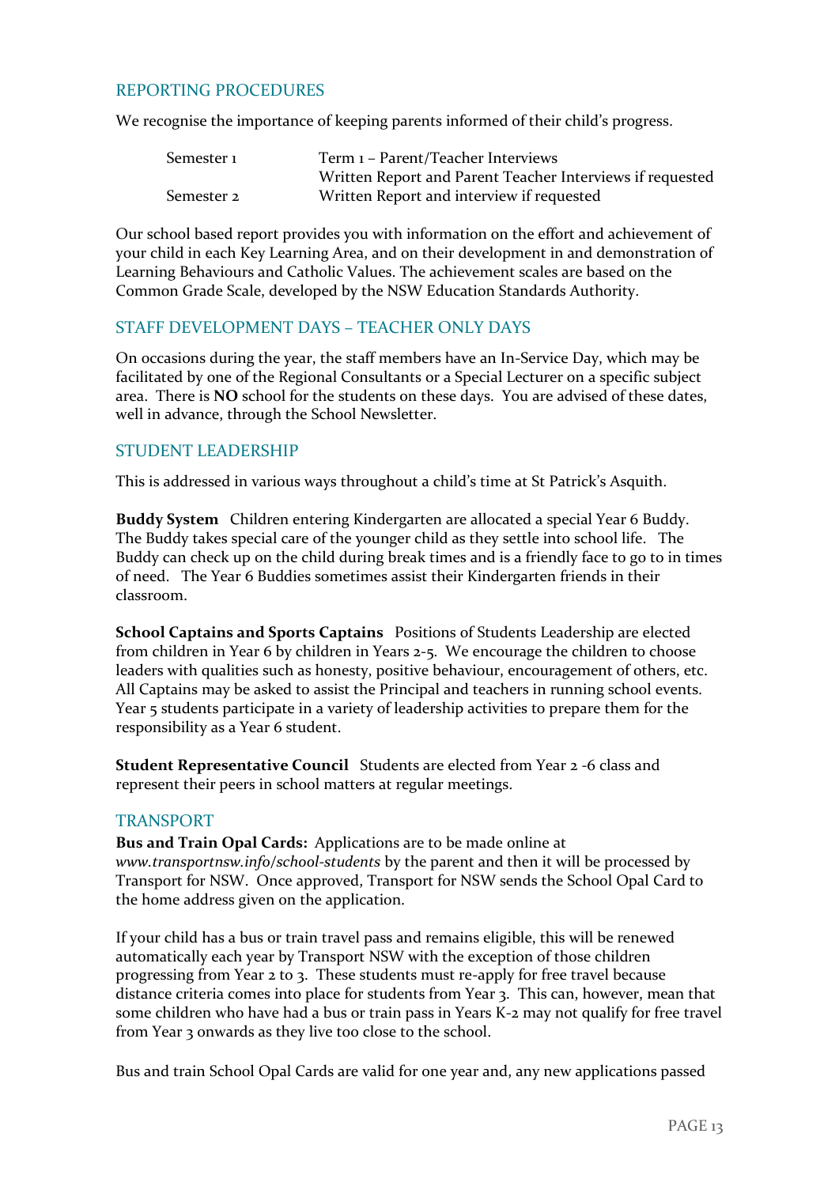## REPORTING PROCEDURES

We recognise the importance of keeping parents informed of their child's progress.

| | |
|---|---|
| Semester 1 | Term 1 – Parent/Teacher Interviews |
| | Written Report and Parent Teacher Interviews if requested |
| Semester 2 | Written Report and interview if requested |

Our school based report provides you with information on the effort and achievement of your child in each Key Learning Area, and on their development in and demonstration of Learning Behaviours and Catholic Values. The achievement scales are based on the Common Grade Scale, developed by the NSW Education Standards Authority.

## STAFF DEVELOPMENT DAYS – TEACHER ONLY DAYS

On occasions during the year, the staff members have an In-Service Day, which may be facilitated by one of the Regional Consultants or a Special Lecturer on a specific subject area. There is **NO** school for the students on these days. You are advised of these dates, well in advance, through the School Newsletter.

## STUDENT LEADERSHIP

This is addressed in various ways throughout a child's time at St Patrick's Asquith.

**Buddy System** Children entering Kindergarten are allocated a special Year 6 Buddy. The Buddy takes special care of the younger child as they settle into school life. The Buddy can check up on the child during break times and is a friendly face to go to in times of need. The Year 6 Buddies sometimes assist their Kindergarten friends in their classroom.

**School Captains and Sports Captains** Positions of Students Leadership are elected from children in Year 6 by children in Years 2-5. We encourage the children to choose leaders with qualities such as honesty, positive behaviour, encouragement of others, etc. All Captains may be asked to assist the Principal and teachers in running school events. Year 5 students participate in a variety of leadership activities to prepare them for the responsibility as a Year 6 student.

**Student Representative Council** Students are elected from Year 2 -6 class and represent their peers in school matters at regular meetings.

## TRANSPORT

**Bus and Train Opal Cards:** Applications are to be made online at *www.transportnsw.info/school-students* by the parent and then it will be processed by Transport for NSW. Once approved, Transport for NSW sends the School Opal Card to the home address given on the application.

If your child has a bus or train travel pass and remains eligible, this will be renewed automatically each year by Transport NSW with the exception of those children progressing from Year 2 to 3. These students must re-apply for free travel because distance criteria comes into place for students from Year 3. This can, however, mean that some children who have had a bus or train pass in Years K-2 may not qualify for free travel from Year 3 onwards as they live too close to the school.

Bus and train School Opal Cards are valid for one year and, any new applications passed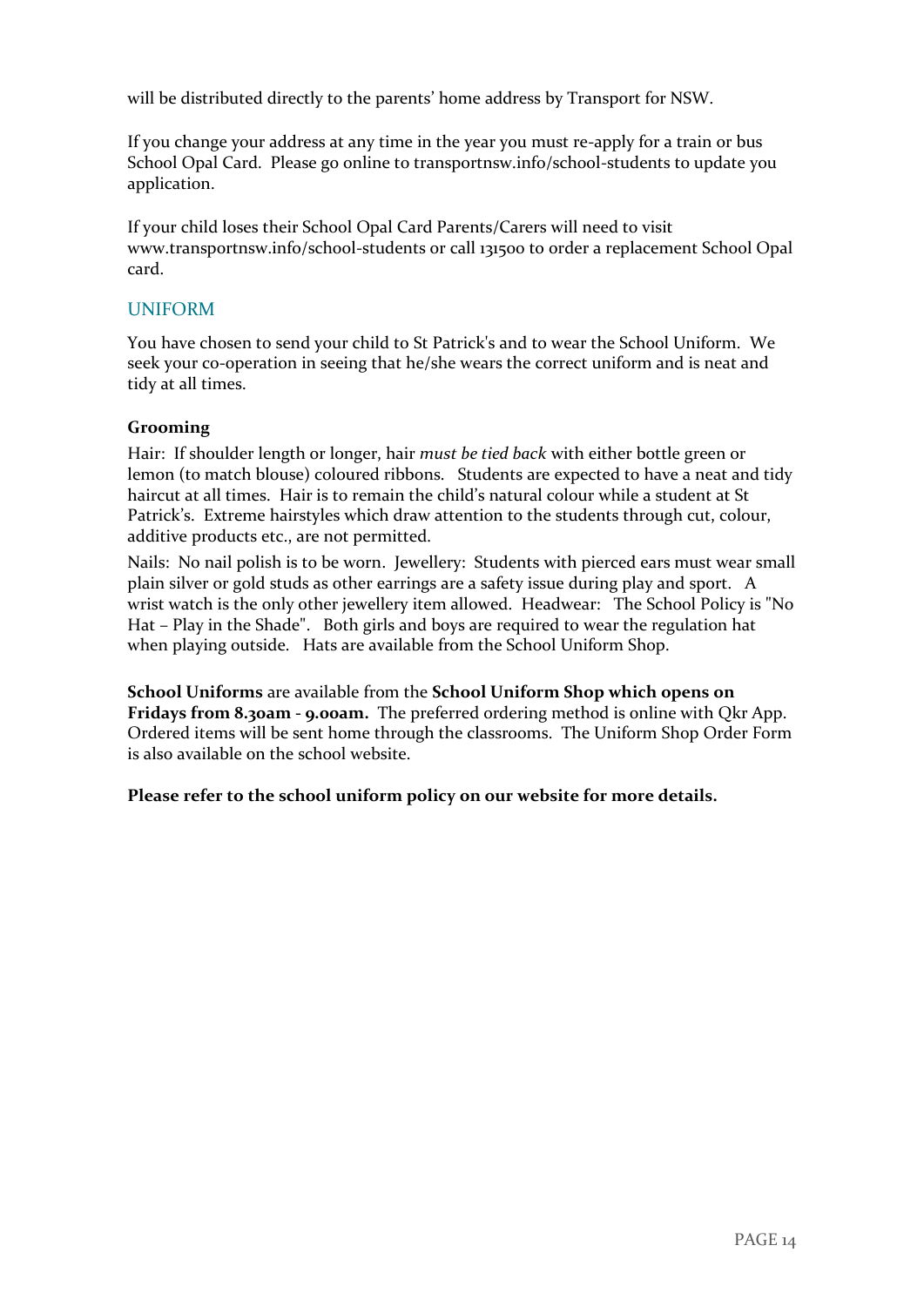will be distributed directly to the parents' home address by Transport for NSW.

If you change your address at any time in the year you must re-apply for a train or bus School Opal Card. Please go online to transportnsw.info/school-students to update you application.

If your child loses their School Opal Card Parents/Carers will need to visit www.transportnsw.info/school-students or call 131500 to order a replacement School Opal card.

## UNIFORM

You have chosen to send your child to St Patrick's and to wear the School Uniform. We seek your co-operation in seeing that he/she wears the correct uniform and is neat and tidy at all times.

**Grooming**

Hair: If shoulder length or longer, hair *must be tied back* with either bottle green or lemon (to match blouse) coloured ribbons. Students are expected to have a neat and tidy haircut at all times. Hair is to remain the child's natural colour while a student at St Patrick's. Extreme hairstyles which draw attention to the students through cut, colour, additive products etc., are not permitted.

Nails: No nail polish is to be worn. Jewellery: Students with pierced ears must wear small plain silver or gold studs as other earrings are a safety issue during play and sport. A wrist watch is the only other jewellery item allowed. Headwear: The School Policy is "No Hat – Play in the Shade". Both girls and boys are required to wear the regulation hat when playing outside. Hats are available from the School Uniform Shop.

**School Uniforms** are available from the **School Uniform Shop which opens on Fridays from 8.30am - 9.00am.** The preferred ordering method is online with Qkr App. Ordered items will be sent home through the classrooms. The Uniform Shop Order Form is also available on the school website.

**Please refer to the school uniform policy on our website for more details.**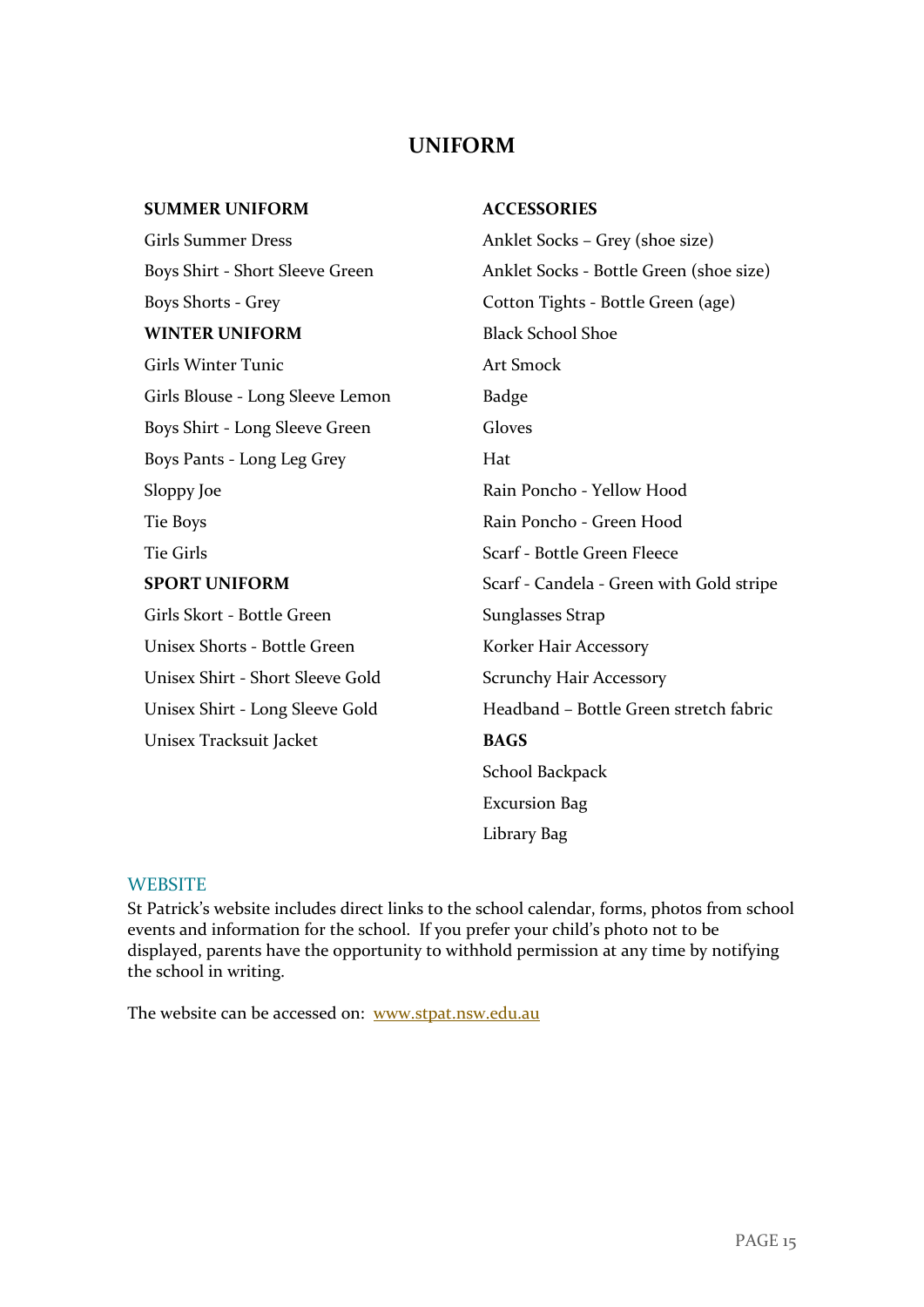# UNIFORM

**SUMMER UNIFORM**

Girls Summer Dress

Boys Shirt - Short Sleeve Green

Boys Shorts - Grey

**WINTER UNIFORM**

Girls Winter Tunic

Girls Blouse - Long Sleeve Lemon

Boys Shirt - Long Sleeve Green

Boys Pants - Long Leg Grey

Sloppy Joe

Tie Boys

Tie Girls

**SPORT UNIFORM**

Girls Skort - Bottle Green

Unisex Shorts - Bottle Green

Unisex Shirt - Short Sleeve Gold

Unisex Shirt - Long Sleeve Gold

Unisex Tracksuit Jacket

**ACCESSORIES**

Anklet Socks – Grey (shoe size)

Anklet Socks - Bottle Green (shoe size)

Cotton Tights - Bottle Green (age)

Black School Shoe

Art Smock

Badge

Gloves

Hat

Rain Poncho - Yellow Hood

Rain Poncho - Green Hood

Scarf - Bottle Green Fleece

Scarf - Candela - Green with Gold stripe

Sunglasses Strap

Korker Hair Accessory

Scrunchy Hair Accessory

Headband – Bottle Green stretch fabric

**BAGS**

School Backpack

Excursion Bag

Library Bag

## WEBSITE

St Patrick's website includes direct links to the school calendar, forms, photos from school events and information for the school. If you prefer your child's photo not to be displayed, parents have the opportunity to withhold permission at any time by notifying the school in writing.

The website can be accessed on: www.stpat.nsw.edu.au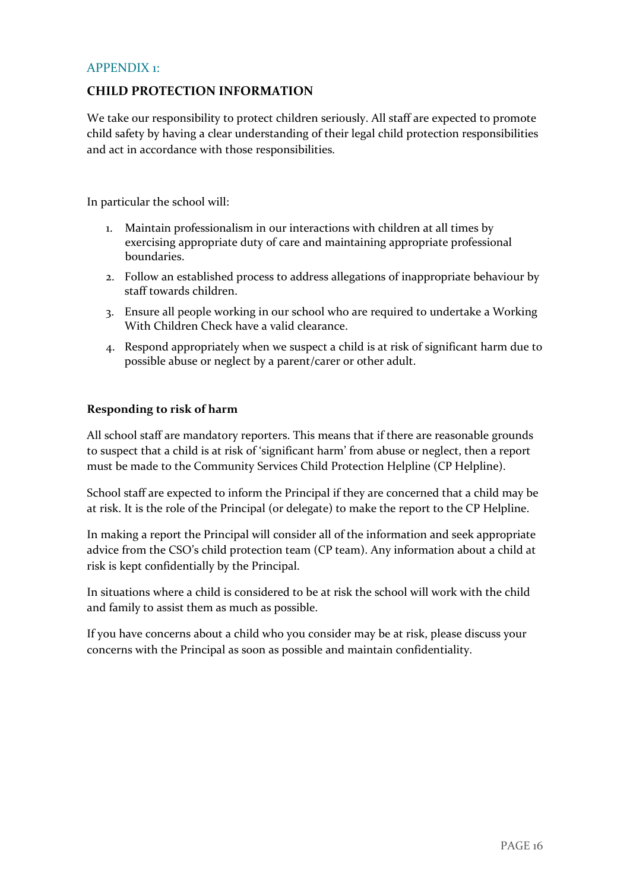## APPENDIX 1:

### CHILD PROTECTION INFORMATION

We take our responsibility to protect children seriously. All staff are expected to promote child safety by having a clear understanding of their legal child protection responsibilities and act in accordance with those responsibilities.

In particular the school will:

1. Maintain professionalism in our interactions with children at all times by exercising appropriate duty of care and maintaining appropriate professional boundaries.
2. Follow an established process to address allegations of inappropriate behaviour by staff towards children.
3. Ensure all people working in our school who are required to undertake a Working With Children Check have a valid clearance.
4. Respond appropriately when we suspect a child is at risk of significant harm due to possible abuse or neglect by a parent/carer or other adult.

**Responding to risk of harm**

All school staff are mandatory reporters. This means that if there are reasonable grounds to suspect that a child is at risk of 'significant harm' from abuse or neglect, then a report must be made to the Community Services Child Protection Helpline (CP Helpline).

School staff are expected to inform the Principal if they are concerned that a child may be at risk. It is the role of the Principal (or delegate) to make the report to the CP Helpline.

In making a report the Principal will consider all of the information and seek appropriate advice from the CSO's child protection team (CP team). Any information about a child at risk is kept confidentially by the Principal.

In situations where a child is considered to be at risk the school will work with the child and family to assist them as much as possible.

If you have concerns about a child who you consider may be at risk, please discuss your concerns with the Principal as soon as possible and maintain confidentiality.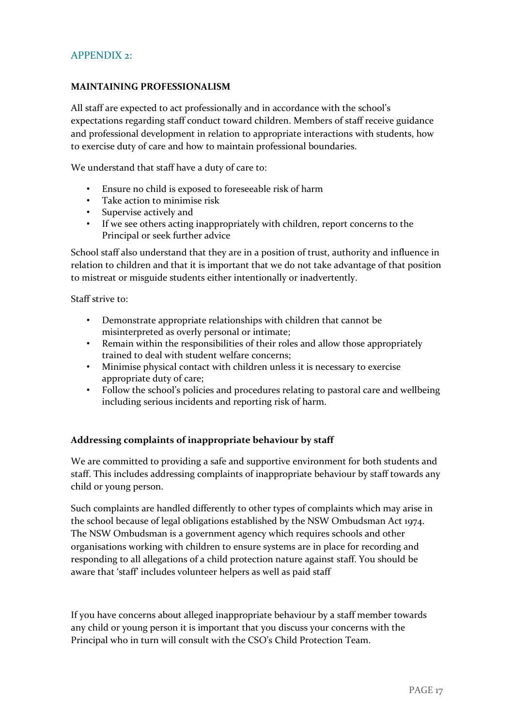## APPENDIX 2:

**MAINTAINING PROFESSIONALISM**

All staff are expected to act professionally and in accordance with the school's expectations regarding staff conduct toward children. Members of staff receive guidance and professional development in relation to appropriate interactions with students, how to exercise duty of care and how to maintain professional boundaries.

We understand that staff have a duty of care to:

- Ensure no child is exposed to foreseeable risk of harm
- Take action to minimise risk
- Supervise actively and
- If we see others acting inappropriately with children, report concerns to the Principal or seek further advice

School staff also understand that they are in a position of trust, authority and influence in relation to children and that it is important that we do not take advantage of that position to mistreat or misguide students either intentionally or inadvertently.

Staff strive to:

- Demonstrate appropriate relationships with children that cannot be misinterpreted as overly personal or intimate;
- Remain within the responsibilities of their roles and allow those appropriately trained to deal with student welfare concerns;
- Minimise physical contact with children unless it is necessary to exercise appropriate duty of care;
- Follow the school's policies and procedures relating to pastoral care and wellbeing including serious incidents and reporting risk of harm.

**Addressing complaints of inappropriate behaviour by staff**

We are committed to providing a safe and supportive environment for both students and staff. This includes addressing complaints of inappropriate behaviour by staff towards any child or young person.

Such complaints are handled differently to other types of complaints which may arise in the school because of legal obligations established by the NSW Ombudsman Act 1974. The NSW Ombudsman is a government agency which requires schools and other organisations working with children to ensure systems are in place for recording and responding to all allegations of a child protection nature against staff. You should be aware that 'staff' includes volunteer helpers as well as paid staff

If you have concerns about alleged inappropriate behaviour by a staff member towards any child or young person it is important that you discuss your concerns with the Principal who in turn will consult with the CSO's Child Protection Team.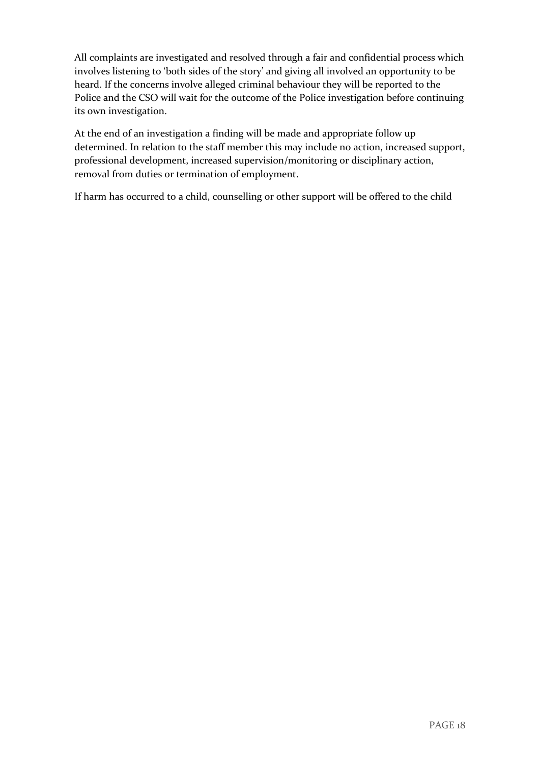All complaints are investigated and resolved through a fair and confidential process which involves listening to 'both sides of the story' and giving all involved an opportunity to be heard. If the concerns involve alleged criminal behaviour they will be reported to the Police and the CSO will wait for the outcome of the Police investigation before continuing its own investigation.

At the end of an investigation a finding will be made and appropriate follow up determined. In relation to the staff member this may include no action, increased support, professional development, increased supervision/monitoring or disciplinary action, removal from duties or termination of employment.

If harm has occurred to a child, counselling or other support will be offered to the child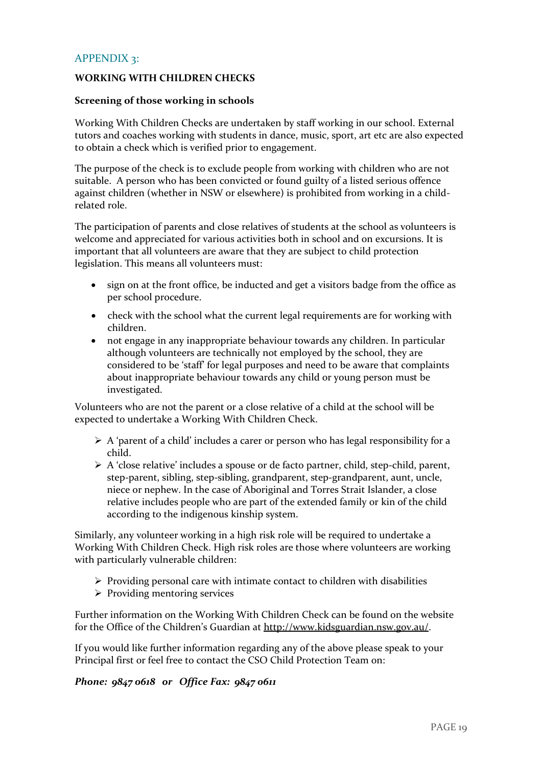## APPENDIX 3:

**WORKING WITH CHILDREN CHECKS**

**Screening of those working in schools**

Working With Children Checks are undertaken by staff working in our school. External tutors and coaches working with students in dance, music, sport, art etc are also expected to obtain a check which is verified prior to engagement.

The purpose of the check is to exclude people from working with children who are not suitable. A person who has been convicted or found guilty of a listed serious offence against children (whether in NSW or elsewhere) is prohibited from working in a child-related role.

The participation of parents and close relatives of students at the school as volunteers is welcome and appreciated for various activities both in school and on excursions. It is important that all volunteers are aware that they are subject to child protection legislation. This means all volunteers must:

- sign on at the front office, be inducted and get a visitors badge from the office as per school procedure.
- check with the school what the current legal requirements are for working with children.
- not engage in any inappropriate behaviour towards any children. In particular although volunteers are technically not employed by the school, they are considered to be 'staff' for legal purposes and need to be aware that complaints about inappropriate behaviour towards any child or young person must be investigated.

Volunteers who are not the parent or a close relative of a child at the school will be expected to undertake a Working With Children Check.

- A 'parent of a child' includes a carer or person who has legal responsibility for a child.
- A 'close relative' includes a spouse or de facto partner, child, step-child, parent, step-parent, sibling, step-sibling, grandparent, step-grandparent, aunt, uncle, niece or nephew. In the case of Aboriginal and Torres Strait Islander, a close relative includes people who are part of the extended family or kin of the child according to the indigenous kinship system.

Similarly, any volunteer working in a high risk role will be required to undertake a Working With Children Check. High risk roles are those where volunteers are working with particularly vulnerable children:

- Providing personal care with intimate contact to children with disabilities
- Providing mentoring services

Further information on the Working With Children Check can be found on the website for the Office of the Children's Guardian at http://www.kidsguardian.nsw.gov.au/.

If you would like further information regarding any of the above please speak to your Principal first or feel free to contact the CSO Child Protection Team on:

***Phone: 9847 0618 or Office Fax: 9847 0611***